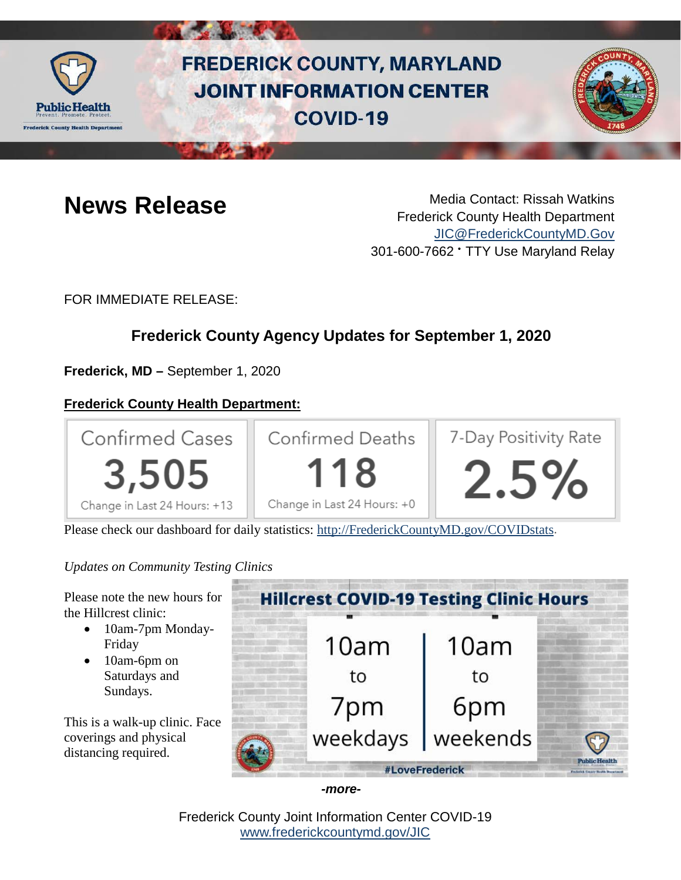# FREDERICK COUNTY, MARYLAND JOINT INFORMATION CENTER COVID-19

# News Release

Media Contact: Rissah Watkins
Frederick County Health Department
JIC@FrederickCountyMD.Gov
301-600-7662 • TTY Use Maryland Relay

FOR IMMEDIATE RELEASE:

## Frederick County Agency Updates for September 1, 2020

**Frederick, MD –** September 1, 2020

**Frederick County Health Department:**

| Confirmed Cases | Confirmed Deaths | 7-Day Positivity Rate |
|---|---|---|
| 3,505 | 118 | 2.5% |
| Change in Last 24 Hours: +13 | Change in Last 24 Hours: +0 | |

Please check our dashboard for daily statistics: http://FrederickCountyMD.gov/COVIDstats.

*Updates on Community Testing Clinics*

Please note the new hours for the Hillcrest clinic:

- 10am-7pm Monday-Friday
- 10am-6pm on Saturdays and Sundays.

This is a walk-up clinic. Face coverings and physical distancing required.

**Hillcrest COVID-19 Testing Clinic Hours**

| 10am to 7pm weekdays | 10am to 6pm weekends |
|---|---|

#LoveFrederick

*-more-*

Frederick County Joint Information Center COVID-19
www.frederickcountymd.gov/JIC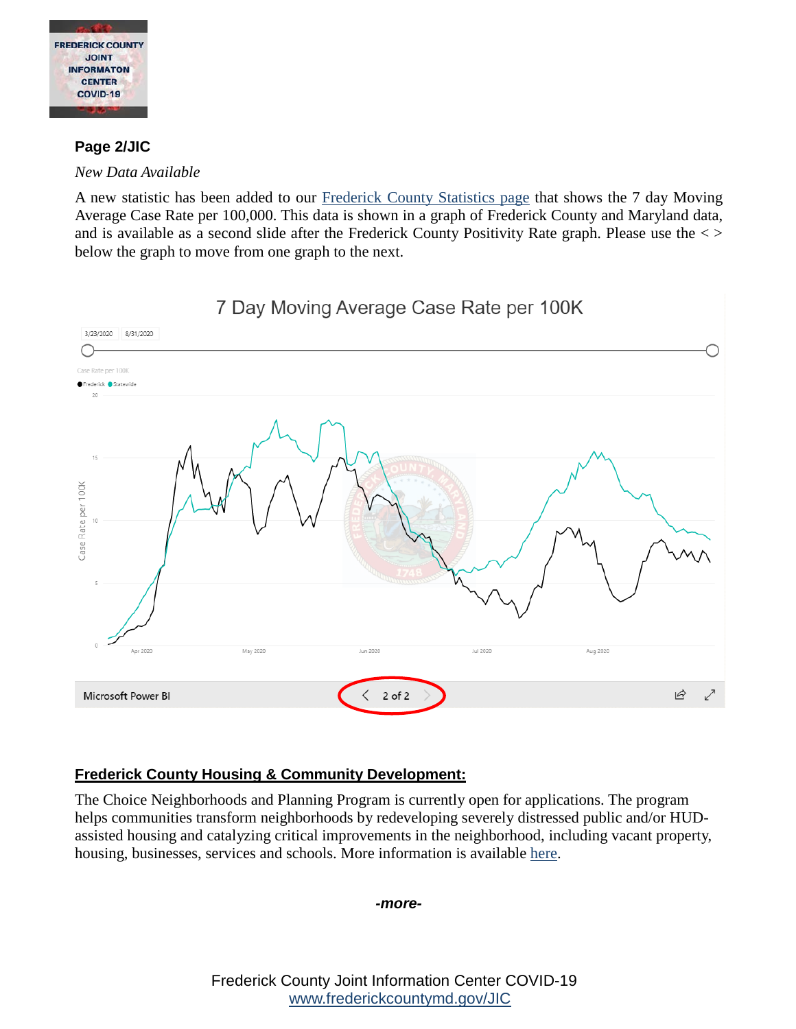FREDERICK COUNTY JOINT INFORMATON CENTER COVID-19

**Page 2/JIC**

*New Data Available*

A new statistic has been added to our [Frederick County Statistics page](Frederick County Statistics page) that shows the 7 day Moving Average Case Rate per 100,000. This data is shown in a graph of Frederick County and Maryland data, and is available as a second slide after the Frederick County Positivity Rate graph. Please use the < > below the graph to move from one graph to the next.

7 Day Moving Average Case Rate per 100K

3/23/2020 8/31/2020

Case Rate per 100K

Frederick Statewide

20
15
10
5
0

Case Rate per 100K

Apr 2020 May 2020 Jun 2020 Jul 2020 Aug 2020

Microsoft Power BI

2 of 2

## Frederick County Housing & Community Development:

The Choice Neighborhoods and Planning Program is currently open for applications. The program helps communities transform neighborhoods by redeveloping severely distressed public and/or HUD-assisted housing and catalyzing critical improvements in the neighborhood, including vacant property, housing, businesses, services and schools. More information is available here.

***-more-***

Frederick County Joint Information Center COVID-19
www.frederickcountymd.gov/JIC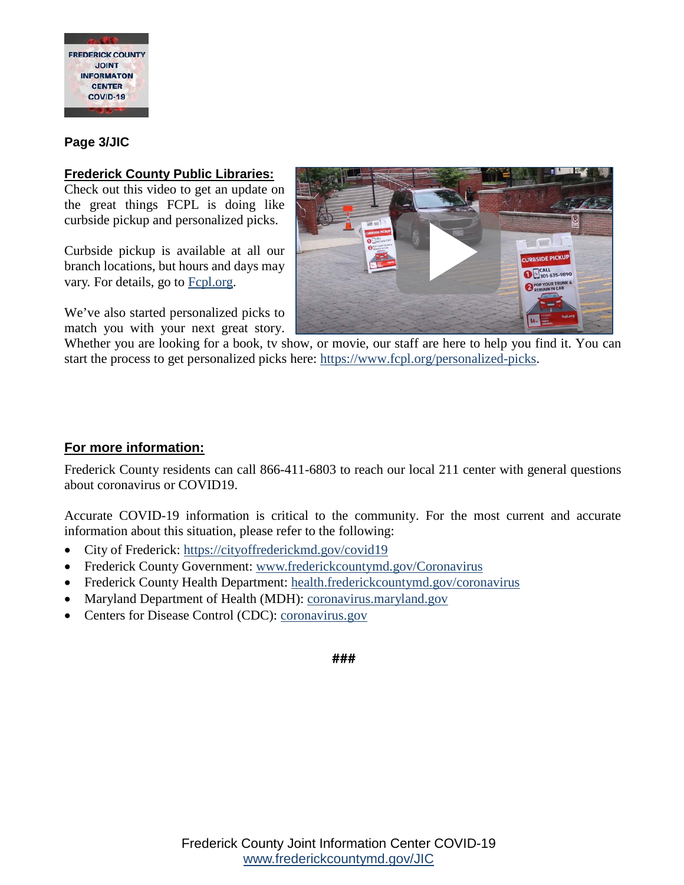**Page 3/JIC**

## Frederick County Public Libraries:

Check out this video to get an update on the great things FCPL is doing like curbside pickup and personalized picks.

Curbside pickup is available at all our branch locations, but hours and days may vary. For details, go to Fcpl.org.

We've also started personalized picks to match you with your next great story. Whether you are looking for a book, tv show, or movie, our staff are here to help you find it. You can start the process to get personalized picks here: https://www.fcpl.org/personalized-picks.

## For more information:

Frederick County residents can call 866-411-6803 to reach our local 211 center with general questions about coronavirus or COVID19.

Accurate COVID-19 information is critical to the community. For the most current and accurate information about this situation, please refer to the following:

- City of Frederick: https://cityoffrederickmd.gov/covid19
- Frederick County Government: www.frederickcountymd.gov/Coronavirus
- Frederick County Health Department: health.frederickcountymd.gov/coronavirus
- Maryland Department of Health (MDH): coronavirus.maryland.gov
- Centers for Disease Control (CDC): coronavirus.gov

###